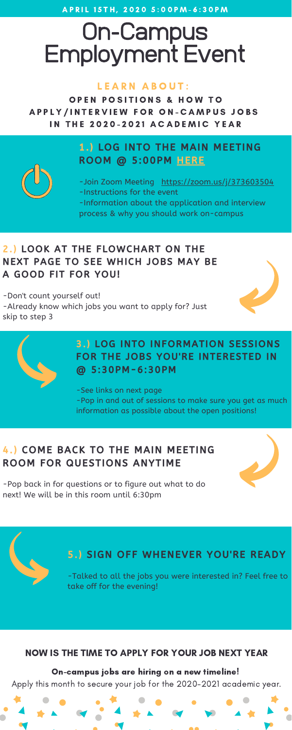APRIL 15TH, 2020 5:00PM-6:30PM

# On-Campus Employment Event

## LEARN ABOUT:

**OPEN POSITIONS & HOW TO APPLY/INTERVIEW FOR ON-CAMPUS JOBS IN THE 2020-2021 ACADEMIC YEAR**

### 1.) LOG INTO THE MAIN MEETING ROOM @ 5:00PM HERE

-Join Zoom Meeting https://zoom.us/j/373603504
-Instructions for the event
-Information about the application and interview process & why you should work on-campus

### 2.) LOOK AT THE FLOWCHART ON THE NEXT PAGE TO SEE WHICH JOBS MAY BE A GOOD FIT FOR YOU!

-Don't count yourself out!
-Already know which jobs you want to apply for? Just skip to step 3

### 3.) LOG INTO INFORMATION SESSIONS FOR THE JOBS YOU'RE INTERESTED IN @ 5:30PM-6:30PM

-See links on next page
-Pop in and out of sessions to make sure you get as much information as possible about the open positions!

### 4.) COME BACK TO THE MAIN MEETING ROOM FOR QUESTIONS ANYTIME

-Pop back in for questions or to figure out what to do next! We will be in this room until 6:30pm

### 5.) SIGN OFF WHENEVER YOU'RE READY

-Talked to all the jobs you were interested in? Feel free to take off for the evening!

## NOW IS THE TIME TO APPLY FOR YOUR JOB NEXT YEAR

**On-campus jobs are hiring on a new timeline!**

Apply this month to secure your job for the 2020-2021 academic year.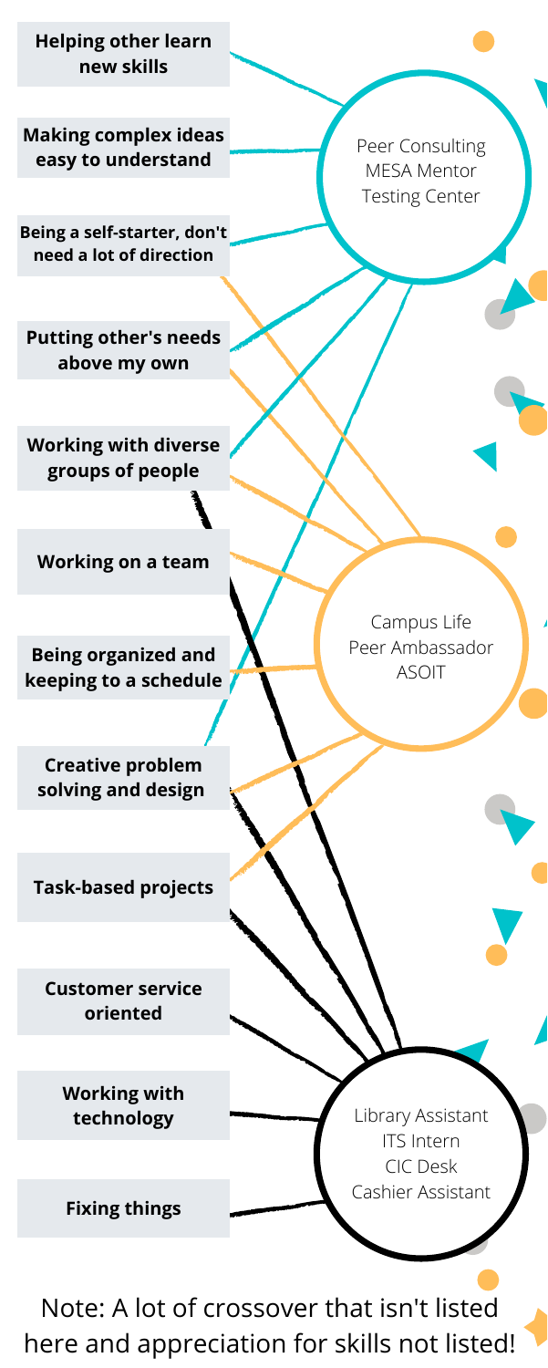- **Helping other learn new skills**
- **Making complex ideas easy to understand**
- **Being a self-starter, don't need a lot of direction**
- **Putting other's needs above my own**
- **Working with diverse groups of people**
- **Working on a team**
- **Being organized and keeping to a schedule**
- **Creative problem solving and design**
- **Task-based projects**
- **Customer service oriented**
- **Working with technology**
- **Fixing things**

Peer Consulting
MESA Mentor
Testing Center

Campus Life
Peer Ambassador
ASOIT

Library Assistant
ITS Intern
CIC Desk
Cashier Assistant

Note: A lot of crossover that isn't listed here and appreciation for skills not listed!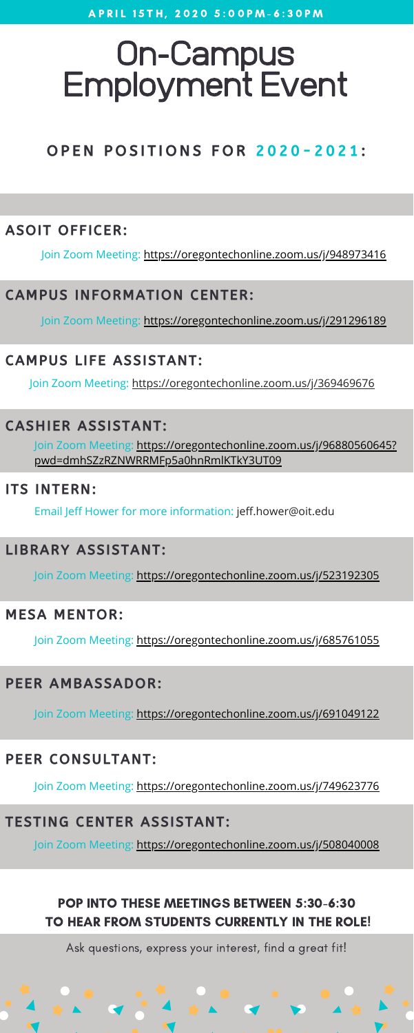APRIL 15TH, 2020 5:00PM-6:30PM

# On-Campus Employment Event

## OPEN POSITIONS FOR 2020-2021:

### ASOIT OFFICER:

Join Zoom Meeting: https://oregontechonline.zoom.us/j/948973416

### CAMPUS INFORMATION CENTER:

Join Zoom Meeting: https://oregontechonline.zoom.us/j/291296189

### CAMPUS LIFE ASSISTANT:

Join Zoom Meeting: https://oregontechonline.zoom.us/j/369469676

### CASHIER ASSISTANT:

Join Zoom Meeting: https://oregontechonline.zoom.us/j/96880560645?pwd=dmhSZzRZNWRRMFp5a0hnRmlKTkY3UT09

### ITS INTERN:

Email Jeff Hower for more information: jeff.hower@oit.edu

### LIBRARY ASSISTANT:

Join Zoom Meeting: https://oregontechonline.zoom.us/j/523192305

### MESA MENTOR:

Join Zoom Meeting: https://oregontechonline.zoom.us/j/685761055

### PEER AMBASSADOR:

Join Zoom Meeting: https://oregontechonline.zoom.us/j/691049122

### PEER CONSULTANT:

Join Zoom Meeting: https://oregontechonline.zoom.us/j/749623776

### TESTING CENTER ASSISTANT:

Join Zoom Meeting: https://oregontechonline.zoom.us/j/508040008

**POP INTO THESE MEETINGS BETWEEN 5:30-6:30 TO HEAR FROM STUDENTS CURRENTLY IN THE ROLE!**

Ask questions, express your interest, find a great fit!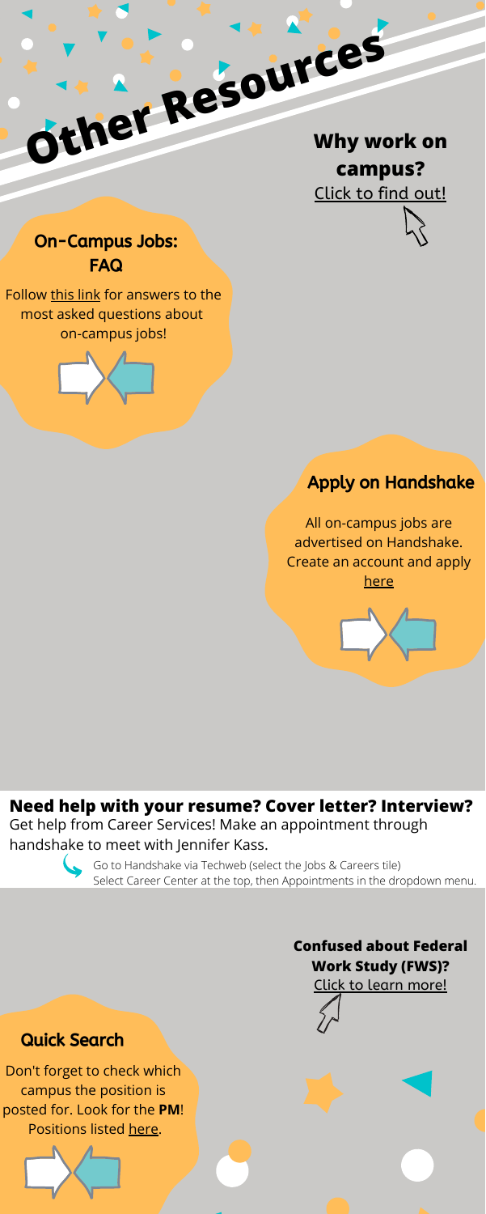# Other Resources

**Why work on campus?**
Click to find out!

## On-Campus Jobs: FAQ

Follow this link for answers to the most asked questions about on-campus jobs!

## Apply on Handshake

All on-campus jobs are advertised on Handshake. Create an account and apply here

**Need help with your resume? Cover letter? Interview?**
Get help from Career Services! Make an appointment through handshake to meet with Jennifer Kass.

Go to Handshake via Techweb (select the Jobs & Careers tile)
Select Career Center at the top, then Appointments in the dropdown menu.

**Confused about Federal Work Study (FWS)?**
Click to learn more!

## Quick Search

Don't forget to check which campus the position is posted for. Look for the **PM**! Positions listed here.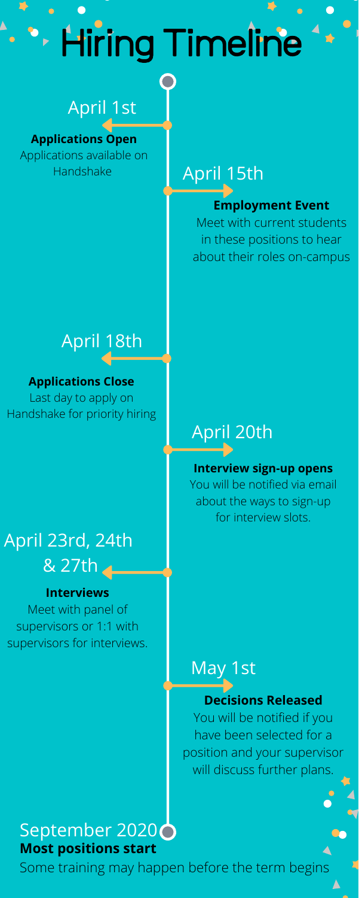# Hiring Timeline

## April 1st

**Applications Open**
Applications available on Handshake

## April 15th

**Employment Event**
Meet with current students in these positions to hear about their roles on-campus

## April 18th

**Applications Close**
Last day to apply on Handshake for priority hiring

## April 20th

**Interview sign-up opens**
You will be notified via email about the ways to sign-up for interview slots.

## April 23rd, 24th & 27th

**Interviews**
Meet with panel of supervisors or 1:1 with supervisors for interviews.

## May 1st

**Decisions Released**
You will be notified if you have been selected for a position and your supervisor will discuss further plans.

## September 2020

**Most positions start**
Some training may happen before the term begins